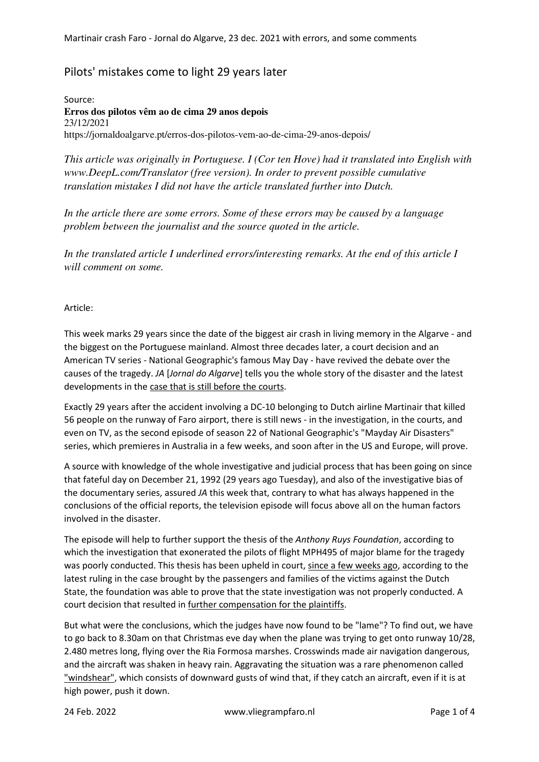Martinair crash Faro - Jornal do Algarve, 23 dec. 2021 with errors, and some comments

# Pilots' mistakes come to light 29 years later

Source:
**Erros dos pilotos vêm ao de cima 29 anos depois**
23/12/2021
https://jornaldoalgarve.pt/erros-dos-pilotos-vem-ao-de-cima-29-anos-depois/

*This article was originally in Portuguese. I (Cor ten Hove) had it translated into English with www.DeepL.com/Translator (free version). In order to prevent possible cumulative translation mistakes I did not have the article translated further into Dutch.*

*In the article there are some errors. Some of these errors may be caused by a language problem between the journalist and the source quoted in the article.*

*In the translated article I underlined errors/interesting remarks. At the end of this article I will comment on some.*

Article:

This week marks 29 years since the date of the biggest air crash in living memory in the Algarve - and the biggest on the Portuguese mainland. Almost three decades later, a court decision and an American TV series - National Geographic's famous May Day - have revived the debate over the causes of the tragedy. *JA* [*Jornal do Algarve*] tells you the whole story of the disaster and the latest developments in the <u>case that is still before the courts</u>.

Exactly 29 years after the accident involving a DC-10 belonging to Dutch airline Martinair that killed 56 people on the runway of Faro airport, there is still news - in the investigation, in the courts, and even on TV, as the second episode of season 22 of National Geographic's "Mayday Air Disasters" series, which premieres in Australia in a few weeks, and soon after in the US and Europe, will prove.

A source with knowledge of the whole investigative and judicial process that has been going on since that fateful day on December 21, 1992 (29 years ago Tuesday), and also of the investigative bias of the documentary series, assured *JA* this week that, contrary to what has always happened in the conclusions of the official reports, the television episode will focus above all on the human factors involved in the disaster.

The episode will help to further support the thesis of the *Anthony Ruys Foundation*, according to which the investigation that exonerated the pilots of flight MPH495 of major blame for the tragedy was poorly conducted. This thesis has been upheld in court, <u>since a few weeks ago</u>, according to the latest ruling in the case brought by the passengers and families of the victims against the Dutch State, the foundation was able to prove that the state investigation was not properly conducted. A court decision that resulted in <u>further compensation for the plaintiffs</u>.

But what were the conclusions, which the judges have now found to be "lame"? To find out, we have to go back to 8.30am on that Christmas eve day when the plane was trying to get onto runway 10/28, 2.480 metres long, flying over the Ria Formosa marshes. Crosswinds made air navigation dangerous, and the aircraft was shaken in heavy rain. Aggravating the situation was a rare phenomenon called <u>"windshear"</u>, which consists of downward gusts of wind that, if they catch an aircraft, even if it is at high power, push it down.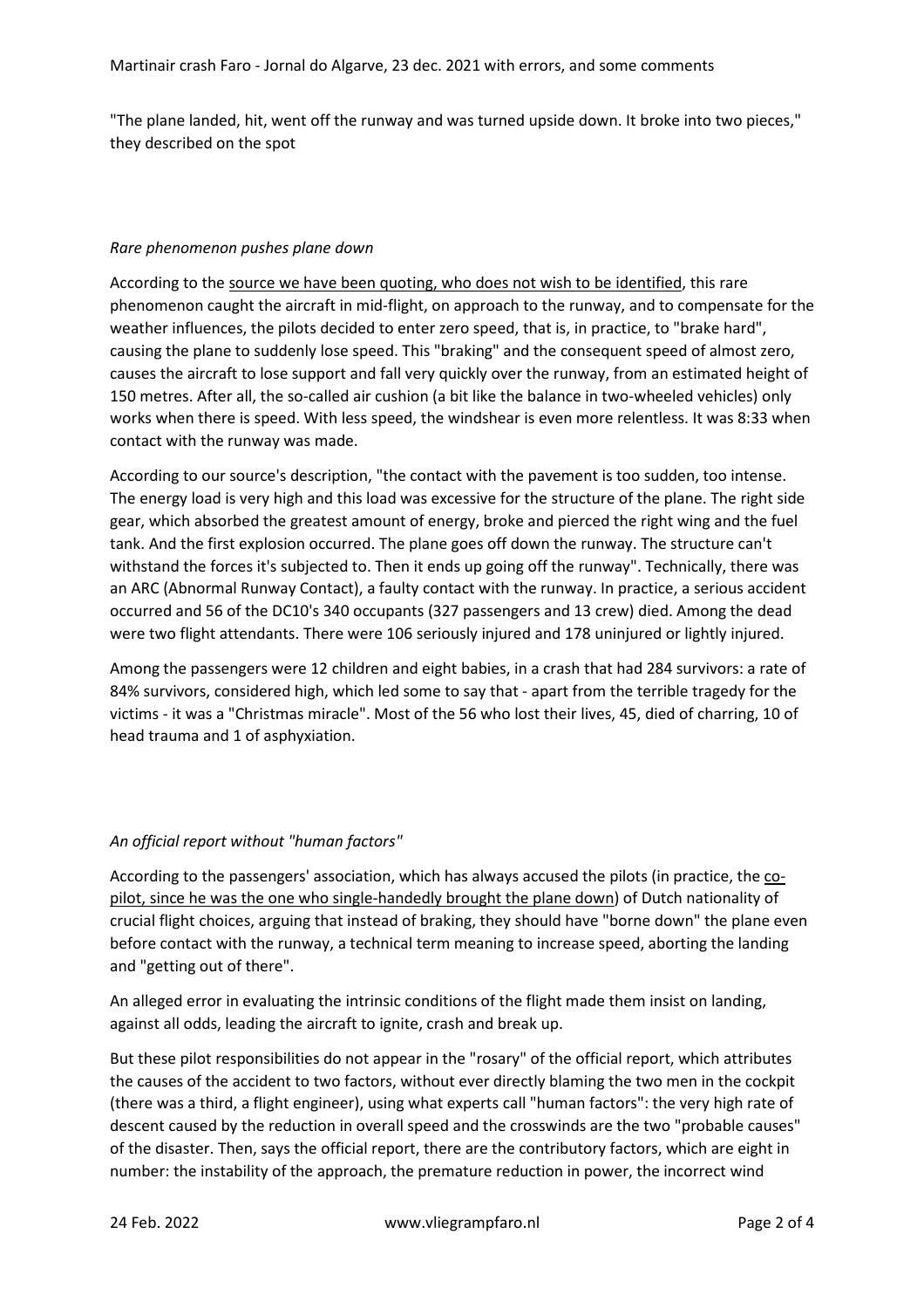"The plane landed, hit, went off the runway and was turned upside down. It broke into two pieces," they described on the spot

*Rare phenomenon pushes plane down*

According to the <u>source we have been quoting, who does not wish to be identified</u>, this rare phenomenon caught the aircraft in mid-flight, on approach to the runway, and to compensate for the weather influences, the pilots decided to enter zero speed, that is, in practice, to "brake hard", causing the plane to suddenly lose speed. This "braking" and the consequent speed of almost zero, causes the aircraft to lose support and fall very quickly over the runway, from an estimated height of 150 metres. After all, the so-called air cushion (a bit like the balance in two-wheeled vehicles) only works when there is speed. With less speed, the windshear is even more relentless. It was 8:33 when contact with the runway was made.

According to our source's description, "the contact with the pavement is too sudden, too intense. The energy load is very high and this load was excessive for the structure of the plane. The right side gear, which absorbed the greatest amount of energy, broke and pierced the right wing and the fuel tank. And the first explosion occurred. The plane goes off down the runway. The structure can't withstand the forces it's subjected to. Then it ends up going off the runway". Technically, there was an ARC (Abnormal Runway Contact), a faulty contact with the runway. In practice, a serious accident occurred and 56 of the DC10's 340 occupants (327 passengers and 13 crew) died. Among the dead were two flight attendants. There were 106 seriously injured and 178 uninjured or lightly injured.

Among the passengers were 12 children and eight babies, in a crash that had 284 survivors: a rate of 84% survivors, considered high, which led some to say that - apart from the terrible tragedy for the victims - it was a "Christmas miracle". Most of the 56 who lost their lives, 45, died of charring, 10 of head trauma and 1 of asphyxiation.

*An official report without "human factors"*

According to the passengers' association, which has always accused the pilots (in practice, the <u>co-pilot, since he was the one who single-handedly brought the plane down</u>) of Dutch nationality of crucial flight choices, arguing that instead of braking, they should have "borne down" the plane even before contact with the runway, a technical term meaning to increase speed, aborting the landing and "getting out of there".

An alleged error in evaluating the intrinsic conditions of the flight made them insist on landing, against all odds, leading the aircraft to ignite, crash and break up.

But these pilot responsibilities do not appear in the "rosary" of the official report, which attributes the causes of the accident to two factors, without ever directly blaming the two men in the cockpit (there was a third, a flight engineer), using what experts call "human factors": the very high rate of descent caused by the reduction in overall speed and the crosswinds are the two "probable causes" of the disaster. Then, says the official report, there are the contributory factors, which are eight in number: the instability of the approach, the premature reduction in power, the incorrect wind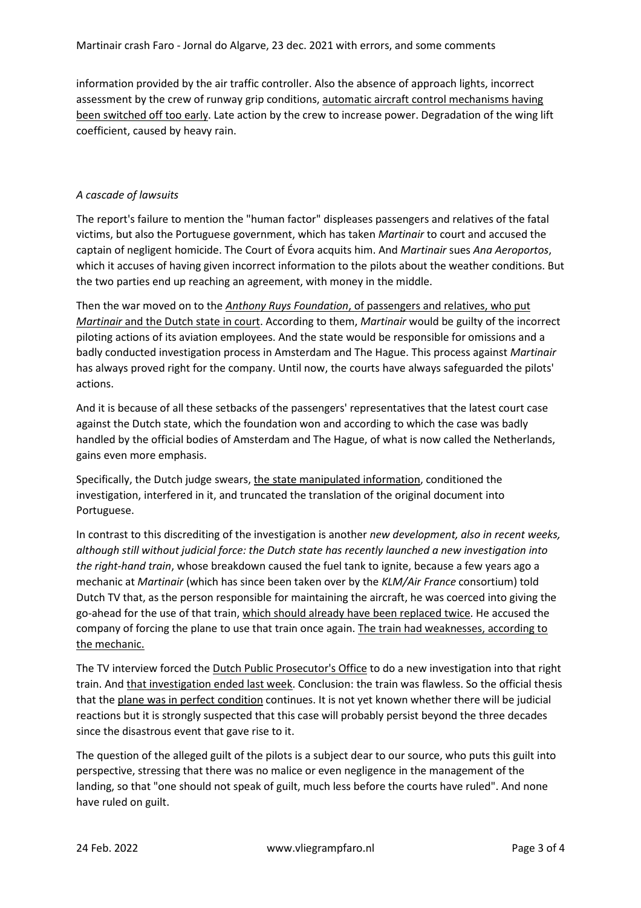information provided by the air traffic controller. Also the absence of approach lights, incorrect assessment by the crew of runway grip conditions, <u>automatic aircraft control mechanisms having been switched off too early</u>. Late action by the crew to increase power. Degradation of the wing lift coefficient, caused by heavy rain.

*A cascade of lawsuits*

The report's failure to mention the "human factor" displeases passengers and relatives of the fatal victims, but also the Portuguese government, which has taken *Martinair* to court and accused the captain of negligent homicide. The Court of Évora acquits him. And *Martinair* sues *Ana Aeroportos*, which it accuses of having given incorrect information to the pilots about the weather conditions. But the two parties end up reaching an agreement, with money in the middle.

Then the war moved on to the <u>*Anthony Ruys Foundation*, of passengers and relatives, who put *Martinair* and the Dutch state in court</u>. According to them, *Martinair* would be guilty of the incorrect piloting actions of its aviation employees. And the state would be responsible for omissions and a badly conducted investigation process in Amsterdam and The Hague. This process against *Martinair* has always proved right for the company. Until now, the courts have always safeguarded the pilots' actions.

And it is because of all these setbacks of the passengers' representatives that the latest court case against the Dutch state, which the foundation won and according to which the case was badly handled by the official bodies of Amsterdam and The Hague, of what is now called the Netherlands, gains even more emphasis.

Specifically, the Dutch judge swears, <u>the state manipulated information</u>, conditioned the investigation, interfered in it, and truncated the translation of the original document into Portuguese.

In contrast to this discrediting of the investigation is another *new development, also in recent weeks, although still without judicial force: the Dutch state has recently launched a new investigation into the right-hand train*, whose breakdown caused the fuel tank to ignite, because a few years ago a mechanic at *Martinair* (which has since been taken over by the *KLM/Air France* consortium) told Dutch TV that, as the person responsible for maintaining the aircraft, he was coerced into giving the go-ahead for the use of that train, <u>which should already have been replaced twice</u>. He accused the company of forcing the plane to use that train once again. <u>The train had weaknesses, according to the mechanic.</u>

The TV interview forced the <u>Dutch Public Prosecutor's Office</u> to do a new investigation into that right train. And <u>that investigation ended last week</u>. Conclusion: the train was flawless. So the official thesis that the <u>plane was in perfect condition</u> continues. It is not yet known whether there will be judicial reactions but it is strongly suspected that this case will probably persist beyond the three decades since the disastrous event that gave rise to it.

The question of the alleged guilt of the pilots is a subject dear to our source, who puts this guilt into perspective, stressing that there was no malice or even negligence in the management of the landing, so that "one should not speak of guilt, much less before the courts have ruled". And none have ruled on guilt.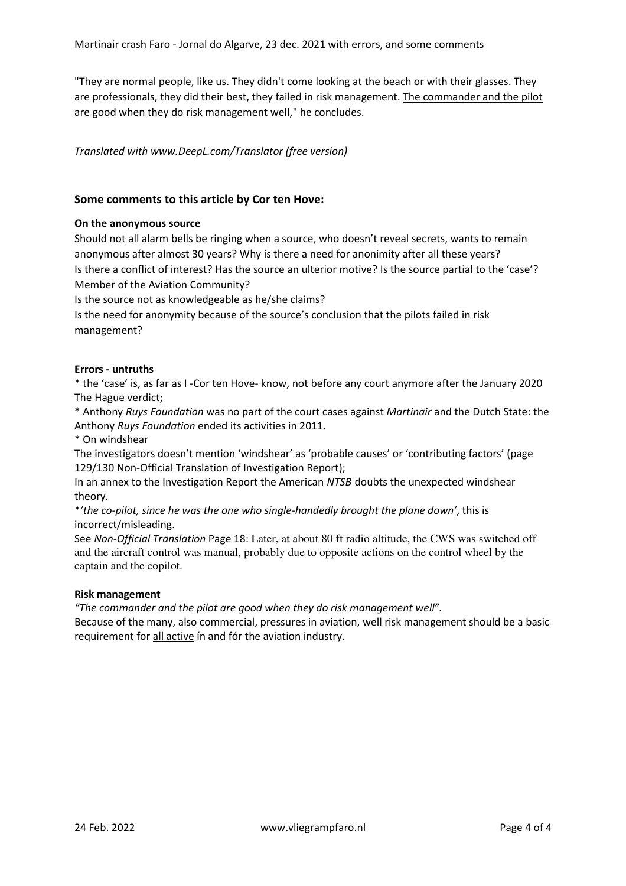"They are normal people, like us. They didn't come looking at the beach or with their glasses. They are professionals, they did their best, they failed in risk management. <u>The commander and the pilot are good when they do risk management well</u>," he concludes.

*Translated with www.DeepL.com/Translator (free version)*

### Some comments to this article by Cor ten Hove:

**On the anonymous source**

Should not all alarm bells be ringing when a source, who doesn't reveal secrets, wants to remain anonymous after almost 30 years? Why is there a need for anonimity after all these years?
Is there a conflict of interest? Has the source an ulterior motive? Is the source partial to the 'case'? Member of the Aviation Community?
Is the source not as knowledgeable as he/she claims?
Is the need for anonymity because of the source's conclusion that the pilots failed in risk management?

**Errors - untruths**

* the 'case' is, as far as I -Cor ten Hove- know, not before any court anymore after the January 2020 The Hague verdict;
* Anthony *Ruys Foundation* was no part of the court cases against *Martinair* and the Dutch State: the Anthony *Ruys Foundation* ended its activities in 2011.
* On windshear
The investigators doesn't mention 'windshear' as 'probable causes' or 'contributing factors' (page 129/130 Non-Official Translation of Investigation Report);
In an annex to the Investigation Report the American *NTSB* doubts the unexpected windshear theory.
**'the co-pilot, since he was the one who single-handedly brought the plane down'*, this is incorrect/misleading.
See *Non-Official Translation* Page 18: Later, at about 80 ft radio altitude, the CWS was switched off and the aircraft control was manual, probably due to opposite actions on the control wheel by the captain and the copilot.

**Risk management**

*"The commander and the pilot are good when they do risk management well".*
Because of the many, also commercial, pressures in aviation, well risk management should be a basic requirement for <u>all active</u> ín and fór the aviation industry.